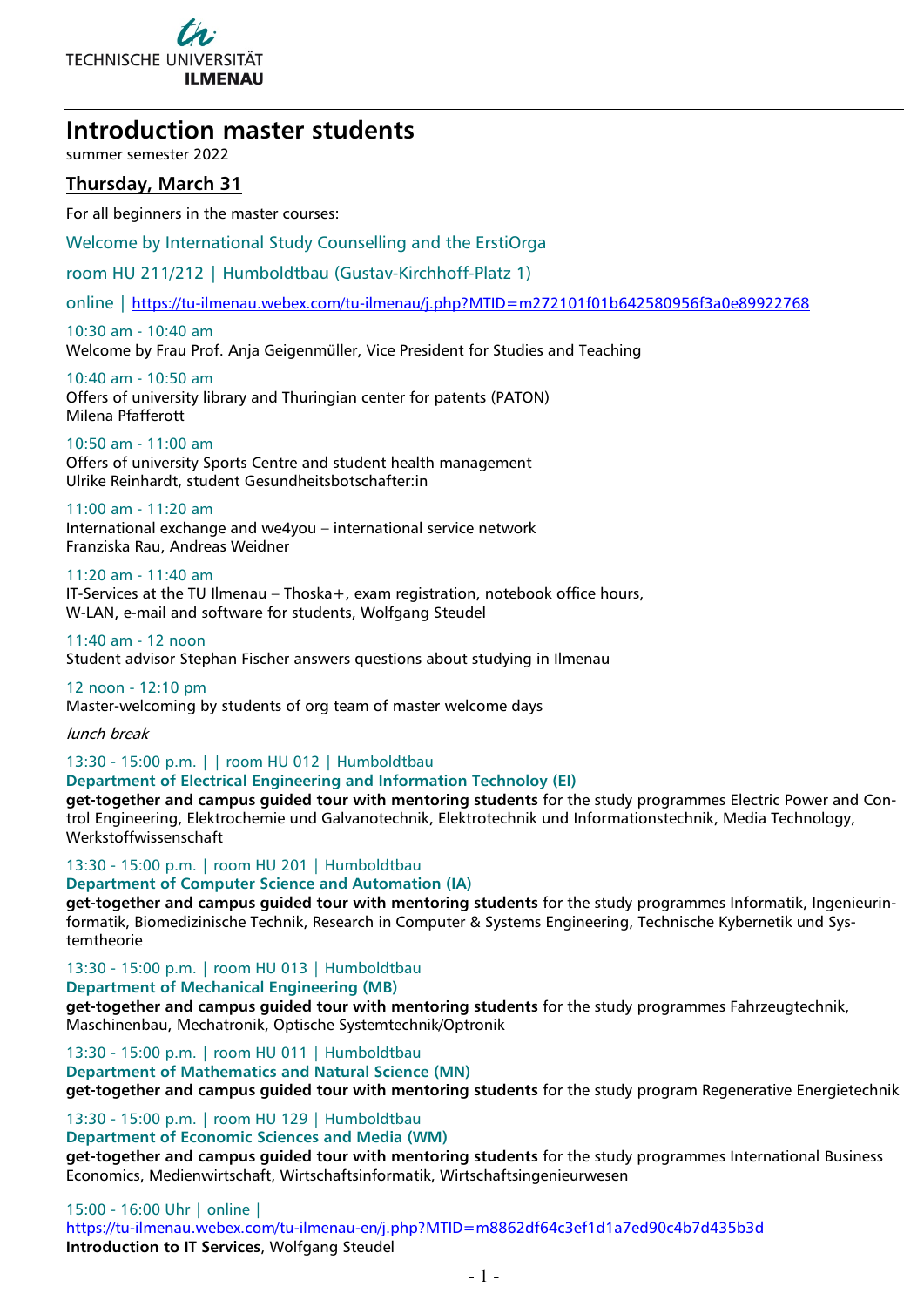TECHNISCHE UNIVERSITÄT
**ILMENAU**

# Introduction master students

summer semester 2022

## Thursday, March 31

For all beginners in the master courses:

Welcome by International Study Counselling and the ErstiOrga

room HU 211/212 | Humboldtbau (Gustav-Kirchhoff-Platz 1)

online | https://tu-ilmenau.webex.com/tu-ilmenau/j.php?MTID=m272101f01b642580956f3a0e89922768

10:30 am - 10:40 am
Welcome by Frau Prof. Anja Geigenmüller, Vice President for Studies and Teaching

10:40 am - 10:50 am
Offers of university library and Thuringian center for patents (PATON)
Milena Pfafferott

10:50 am - 11:00 am
Offers of university Sports Centre and student health management
Ulrike Reinhardt, student Gesundheitsbotschafter:in

11:00 am - 11:20 am
International exchange and we4you – international service network
Franziska Rau, Andreas Weidner

11:20 am - 11:40 am
IT-Services at the TU Ilmenau – Thoska+, exam registration, notebook office hours,
W-LAN, e-mail and software for students, Wolfgang Steudel

11:40 am - 12 noon
Student advisor Stephan Fischer answers questions about studying in Ilmenau

12 noon - 12:10 pm
Master-welcoming by students of org team of master welcome days

*lunch break*

13:30 - 15:00 p.m. | | room HU 012 | Humboldtbau
**Department of Electrical Engineering and Information Technoloy (EI)**
**get-together and campus guided tour with mentoring students** for the study programmes Electric Power and Control Engineering, Elektrochemie und Galvanotechnik, Elektrotechnik und Informationstechnik, Media Technology, Werkstoffwissenschaft

13:30 - 15:00 p.m. | room HU 201 | Humboldtbau
**Department of Computer Science and Automation (IA)**
**get-together and campus guided tour with mentoring students** for the study programmes Informatik, Ingenieurinformatik, Biomedizinische Technik, Research in Computer & Systems Engineering, Technische Kybernetik und Systemtheorie

13:30 - 15:00 p.m. | room HU 013 | Humboldtbau
**Department of Mechanical Engineering (MB)**
**get-together and campus guided tour with mentoring students** for the study programmes Fahrzeugtechnik, Maschinenbau, Mechatronik, Optische Systemtechnik/Optronik

13:30 - 15:00 p.m. | room HU 011 | Humboldtbau
**Department of Mathematics and Natural Science (MN)**
**get-together and campus guided tour with mentoring students** for the study program Regenerative Energietechnik

13:30 - 15:00 p.m. | room HU 129 | Humboldtbau
**Department of Economic Sciences and Media (WM)**
**get-together and campus guided tour with mentoring students** for the study programmes International Business Economics, Medienwirtschaft, Wirtschaftsinformatik, Wirtschaftsingenieurwesen

15:00 - 16:00 Uhr | online |
https://tu-ilmenau.webex.com/tu-ilmenau-en/j.php?MTID=m8862df64c3ef1d1a7ed90c4b7d435b3d
**Introduction to IT Services**, Wolfgang Steudel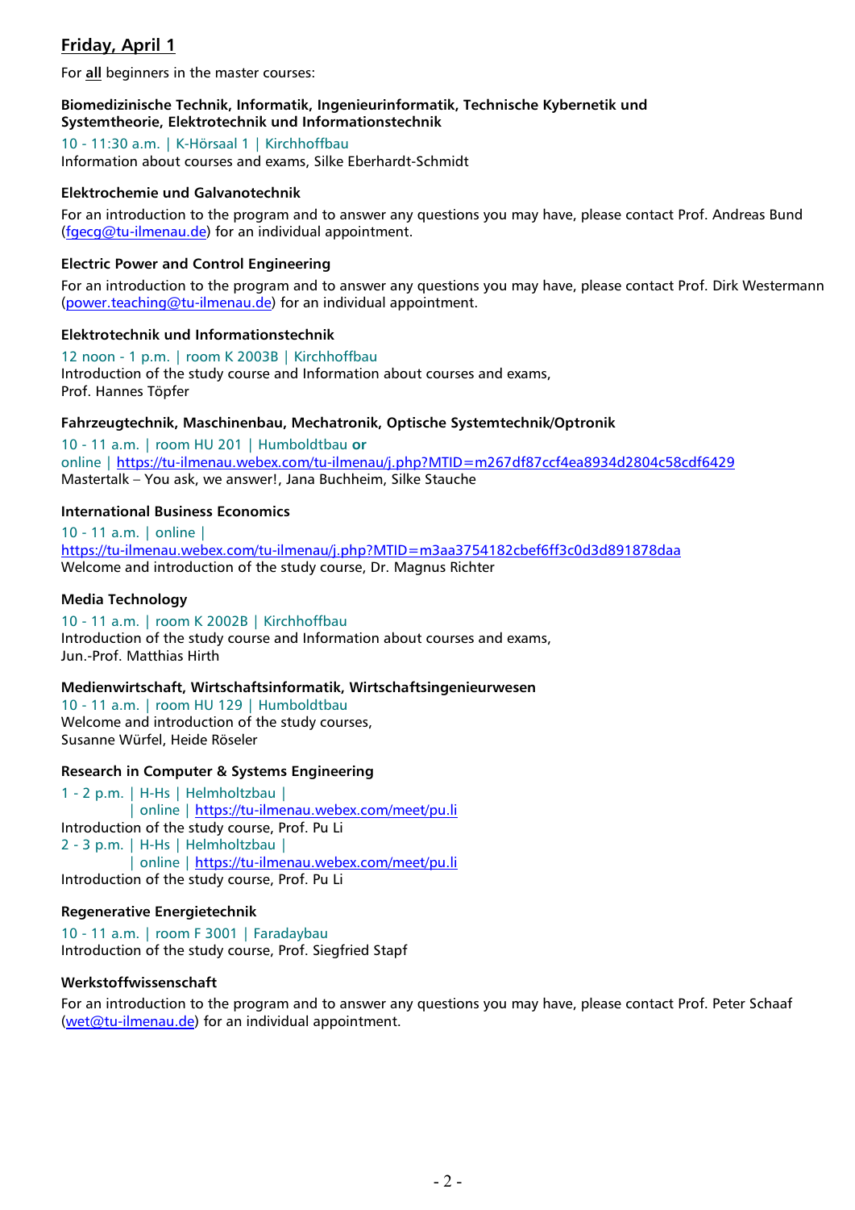## Friday, April 1

For **all** beginners in the master courses:

**Biomedizinische Technik, Informatik, Ingenieurinformatik, Technische Kybernetik und Systemtheorie, Elektrotechnik und Informationstechnik**

10 - 11:30 a.m. | K-Hörsaal 1 | Kirchhoffbau
Information about courses and exams, Silke Eberhardt-Schmidt

**Elektrochemie und Galvanotechnik**

For an introduction to the program and to answer any questions you may have, please contact Prof. Andreas Bund (fgecg@tu-ilmenau.de) for an individual appointment.

**Electric Power and Control Engineering**

For an introduction to the program and to answer any questions you may have, please contact Prof. Dirk Westermann (power.teaching@tu-ilmenau.de) for an individual appointment.

**Elektrotechnik und Informationstechnik**

12 noon - 1 p.m. | room K 2003B | Kirchhoffbau
Introduction of the study course and Information about courses and exams,
Prof. Hannes Töpfer

**Fahrzeugtechnik, Maschinenbau, Mechatronik, Optische Systemtechnik/Optronik**

10 - 11 a.m. | room HU 201 | Humboldtbau **or**
online | https://tu-ilmenau.webex.com/tu-ilmenau/j.php?MTID=m267df87ccf4ea8934d2804c58cdf6429
Mastertalk – You ask, we answer!, Jana Buchheim, Silke Stauche

**International Business Economics**

10 - 11 a.m. | online |
https://tu-ilmenau.webex.com/tu-ilmenau/j.php?MTID=m3aa3754182cbef6ff3c0d3d891878daa
Welcome and introduction of the study course, Dr. Magnus Richter

**Media Technology**

10 - 11 a.m. | room K 2002B | Kirchhoffbau
Introduction of the study course and Information about courses and exams,
Jun.-Prof. Matthias Hirth

**Medienwirtschaft, Wirtschaftsinformatik, Wirtschaftsingenieurwesen**

10 - 11 a.m. | room HU 129 | Humboldtbau
Welcome and introduction of the study courses,
Susanne Würfel, Heide Röseler

**Research in Computer & Systems Engineering**

1 - 2 p.m. | H-Hs | Helmholtzbau |
| online | https://tu-ilmenau.webex.com/meet/pu.li
Introduction of the study course, Prof. Pu Li
2 - 3 p.m. | H-Hs | Helmholtzbau |
| online | https://tu-ilmenau.webex.com/meet/pu.li
Introduction of the study course, Prof. Pu Li

**Regenerative Energietechnik**

10 - 11 a.m. | room F 3001 | Faradaybau
Introduction of the study course, Prof. Siegfried Stapf

**Werkstoffwissenschaft**

For an introduction to the program and to answer any questions you may have, please contact Prof. Peter Schaaf (wet@tu-ilmenau.de) for an individual appointment.